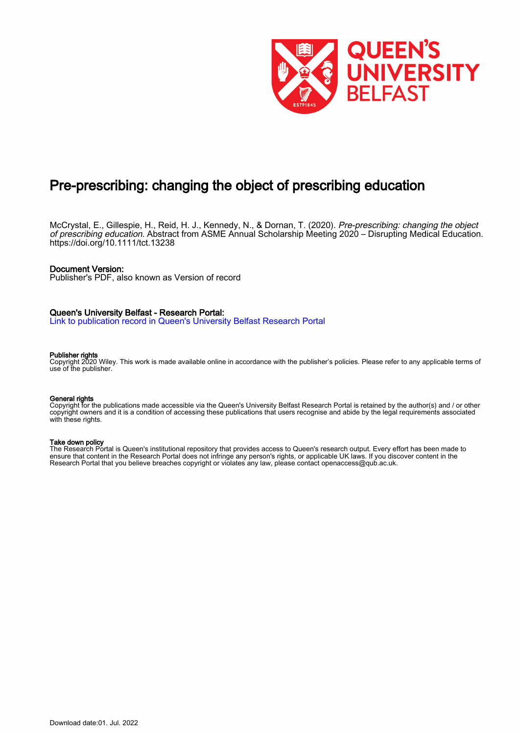# Pre-prescribing: changing the object of prescribing education

McCrystal, E., Gillespie, H., Reid, H. J., Kennedy, N., & Dornan, T. (2020). *Pre-prescribing: changing the object of prescribing education*. Abstract from ASME Annual Scholarship Meeting 2020 – Disrupting Medical Education. https://doi.org/10.1111/tct.13238

**Document Version:**
Publisher's PDF, also known as Version of record

**Queen's University Belfast - Research Portal:**
[Link to publication record in Queen's University Belfast Research Portal]

**Publisher rights**
Copyright 2020 Wiley. This work is made available online in accordance with the publisher's policies. Please refer to any applicable terms of use of the publisher.

**General rights**
Copyright for the publications made accessible via the Queen's University Belfast Research Portal is retained by the author(s) and / or other copyright owners and it is a condition of accessing these publications that users recognise and abide by the legal requirements associated with these rights.

**Take down policy**
The Research Portal is Queen's institutional repository that provides access to Queen's research output. Every effort has been made to ensure that content in the Research Portal does not infringe any person's rights, or applicable UK laws. If you discover content in the Research Portal that you believe breaches copyright or violates any law, please contact openaccess@qub.ac.uk.

Download date:01. Jul. 2022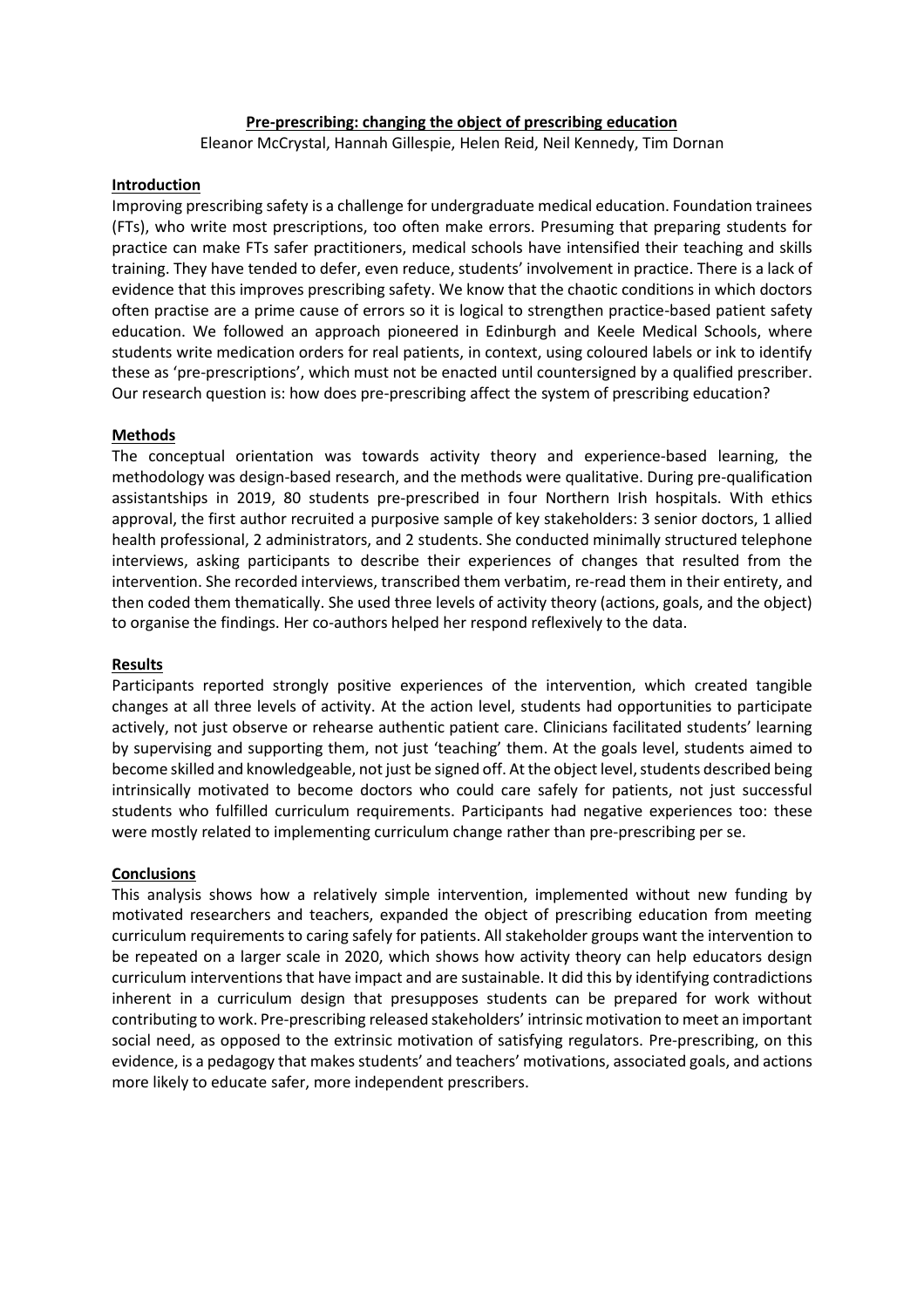# Pre-prescribing: changing the object of prescribing education

Eleanor McCrystal, Hannah Gillespie, Helen Reid, Neil Kennedy, Tim Dornan

## Introduction

Improving prescribing safety is a challenge for undergraduate medical education. Foundation trainees (FTs), who write most prescriptions, too often make errors. Presuming that preparing students for practice can make FTs safer practitioners, medical schools have intensified their teaching and skills training. They have tended to defer, even reduce, students' involvement in practice. There is a lack of evidence that this improves prescribing safety. We know that the chaotic conditions in which doctors often practise are a prime cause of errors so it is logical to strengthen practice-based patient safety education. We followed an approach pioneered in Edinburgh and Keele Medical Schools, where students write medication orders for real patients, in context, using coloured labels or ink to identify these as 'pre-prescriptions', which must not be enacted until countersigned by a qualified prescriber. Our research question is: how does pre-prescribing affect the system of prescribing education?

## Methods

The conceptual orientation was towards activity theory and experience-based learning, the methodology was design-based research, and the methods were qualitative. During pre-qualification assistantships in 2019, 80 students pre-prescribed in four Northern Irish hospitals. With ethics approval, the first author recruited a purposive sample of key stakeholders: 3 senior doctors, 1 allied health professional, 2 administrators, and 2 students. She conducted minimally structured telephone interviews, asking participants to describe their experiences of changes that resulted from the intervention. She recorded interviews, transcribed them verbatim, re-read them in their entirety, and then coded them thematically. She used three levels of activity theory (actions, goals, and the object) to organise the findings. Her co-authors helped her respond reflexively to the data.

## Results

Participants reported strongly positive experiences of the intervention, which created tangible changes at all three levels of activity. At the action level, students had opportunities to participate actively, not just observe or rehearse authentic patient care. Clinicians facilitated students' learning by supervising and supporting them, not just 'teaching' them. At the goals level, students aimed to become skilled and knowledgeable, not just be signed off. At the object level, students described being intrinsically motivated to become doctors who could care safely for patients, not just successful students who fulfilled curriculum requirements. Participants had negative experiences too: these were mostly related to implementing curriculum change rather than pre-prescribing per se.

## Conclusions

This analysis shows how a relatively simple intervention, implemented without new funding by motivated researchers and teachers, expanded the object of prescribing education from meeting curriculum requirements to caring safely for patients. All stakeholder groups want the intervention to be repeated on a larger scale in 2020, which shows how activity theory can help educators design curriculum interventions that have impact and are sustainable. It did this by identifying contradictions inherent in a curriculum design that presupposes students can be prepared for work without contributing to work. Pre-prescribing released stakeholders' intrinsic motivation to meet an important social need, as opposed to the extrinsic motivation of satisfying regulators. Pre-prescribing, on this evidence, is a pedagogy that makes students' and teachers' motivations, associated goals, and actions more likely to educate safer, more independent prescribers.